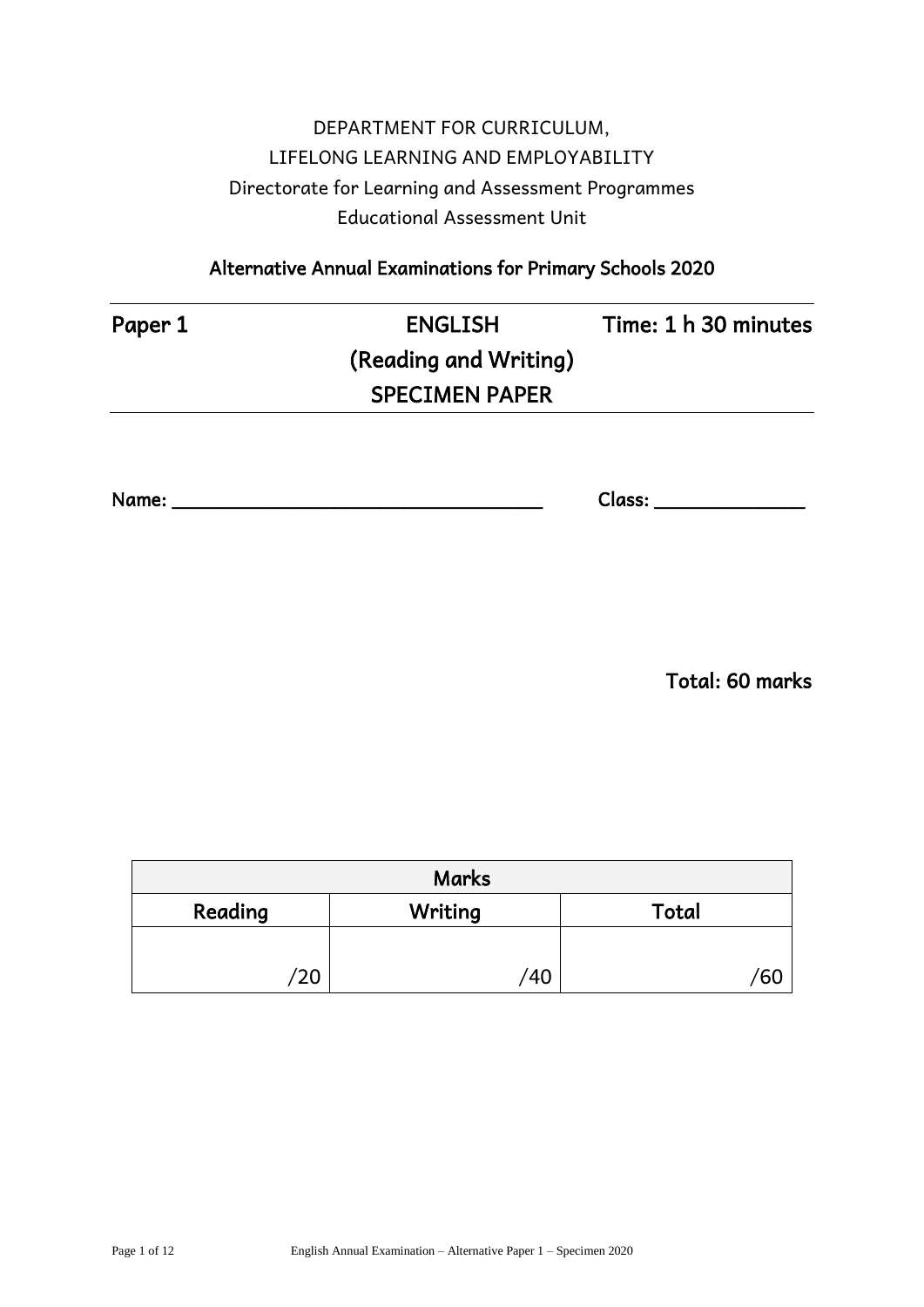DEPARTMENT FOR CURRICULUM,
LIFELONG LEARNING AND EMPLOYABILITY
Directorate for Learning and Assessment Programmes
Educational Assessment Unit

## Alternative Annual Examinations for Primary Schools 2020

| Paper 1 | ENGLISH (Reading and Writing) SPECIMEN PAPER | Time: 1 h 30 minutes |
|---|---|---|

Name: ___________________________________ Class: ______________

**Total: 60 marks**

| Marks | | |
|---|---|---|
| Reading | Writing | Total |
| /20 | /40 | /60 |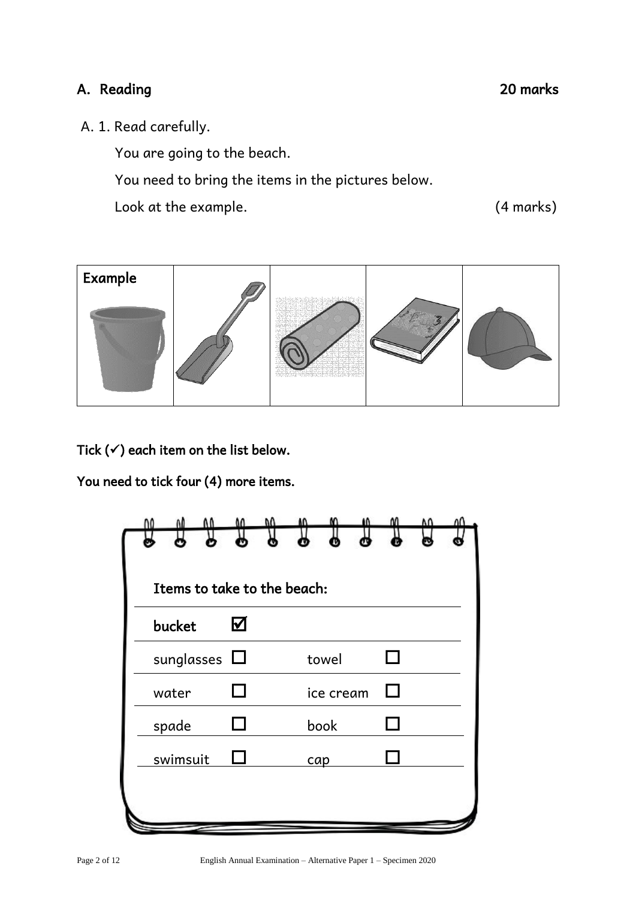## A. Reading 20 marks

A. 1. Read carefully.

You are going to the beach.

You need to bring the items in the pictures below.

Look at the example. (4 marks)

| Example | | | | |
|---|---|---|---|---|
| | | | | |

**Tick (✓) each item on the list below.**

**You need to tick four (4) more items.**

**Items to take to the beach:**

| | | | |
|---|---|---|---|
| **bucket** | ☑ | | |
| sunglasses | ☐ | towel | ☐ |
| water | ☐ | ice cream | ☐ |
| spade | ☐ | book | ☐ |
| swimsuit | ☐ | cap | ☐ |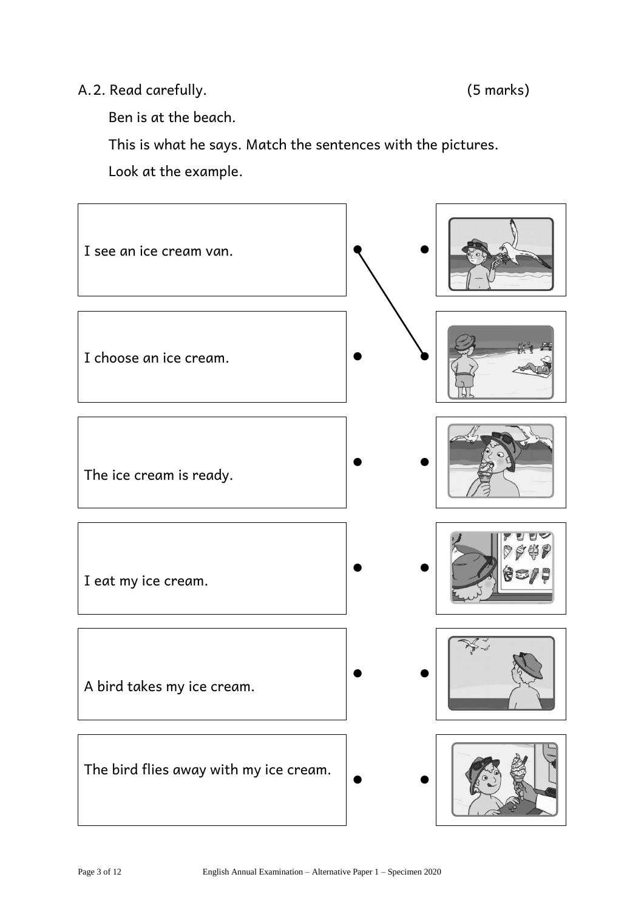A.2. Read carefully. (5 marks)

Ben is at the beach.

This is what he says. Match the sentences with the pictures.

Look at the example.

I see an ice cream van.

I choose an ice cream.

The ice cream is ready.

I eat my ice cream.

A bird takes my ice cream.

The bird flies away with my ice cream.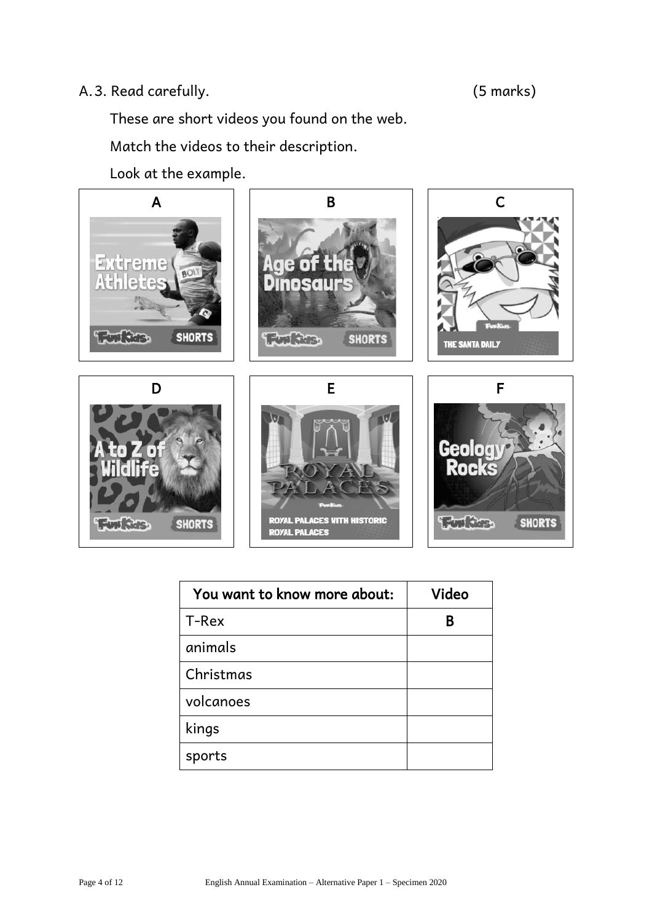A.3. Read carefully. (5 marks)

These are short videos you found on the web.

Match the videos to their description.

Look at the example.

A
Extreme Athletes
FunKids SHORTS

B
Age of the Dinosaurs
FunKids SHORTS

C
FunKids
THE SANTA DAILY

D
A to Z of Wildlife
FunKids SHORTS

E
ROYAL PALACES
FunKids
ROYAL PALACES WITH HISTORIC ROYAL PALACES

F
Geology Rocks
FunKids SHORTS

| You want to know more about: | Video |
|---|---|
| T-Rex | **B** |
| animals | |
| Christmas | |
| volcanoes | |
| kings | |
| sports | |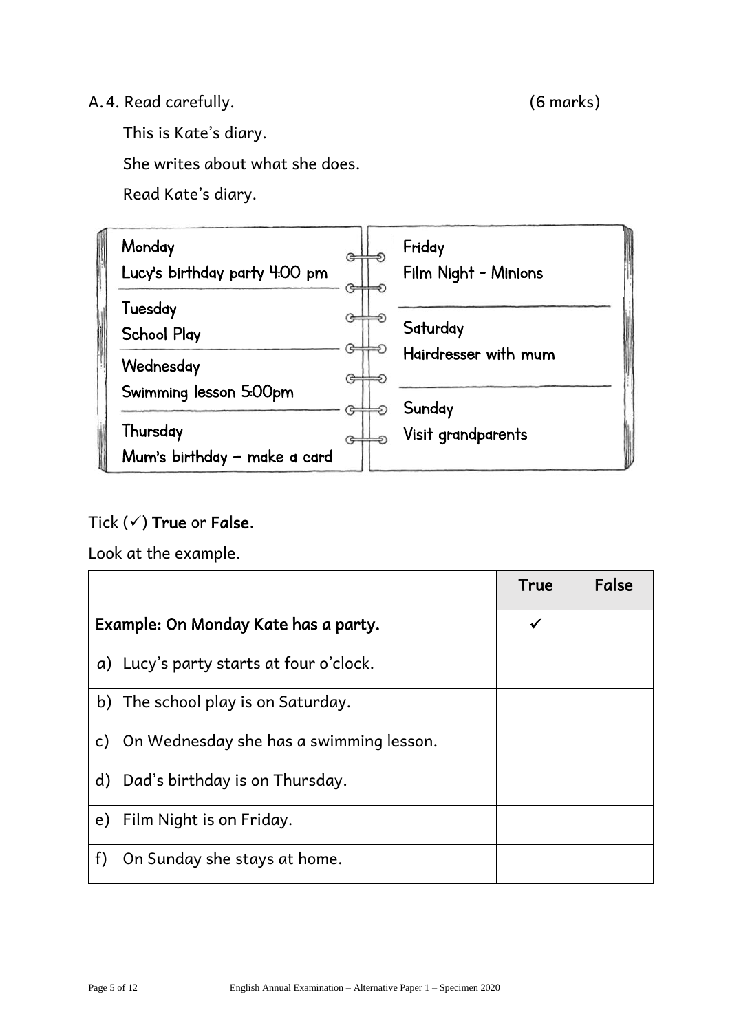A.4. Read carefully. (6 marks)

This is Kate's diary.

She writes about what she does.

Read Kate's diary.

| | |
|---|---|
| **Monday**<br>Lucy's birthday party 4:00 pm | **Friday**<br>Film Night - Minions |
| **Tuesday**<br>School Play | **Saturday**<br>Hairdresser with mum |
| **Wednesday**<br>Swimming lesson 5:00pm | **Sunday**<br>Visit grandparents |
| **Thursday**<br>Mum's birthday – make a card | |

Tick (✓) **True** or **False**.

Look at the example.

| | True | False |
|---|---|---|
| Example: On Monday Kate has a party. | ✓ | |
| a) Lucy's party starts at four o'clock. | | |
| b) The school play is on Saturday. | | |
| c) On Wednesday she has a swimming lesson. | | |
| d) Dad's birthday is on Thursday. | | |
| e) Film Night is on Friday. | | |
| f) On Sunday she stays at home. | | |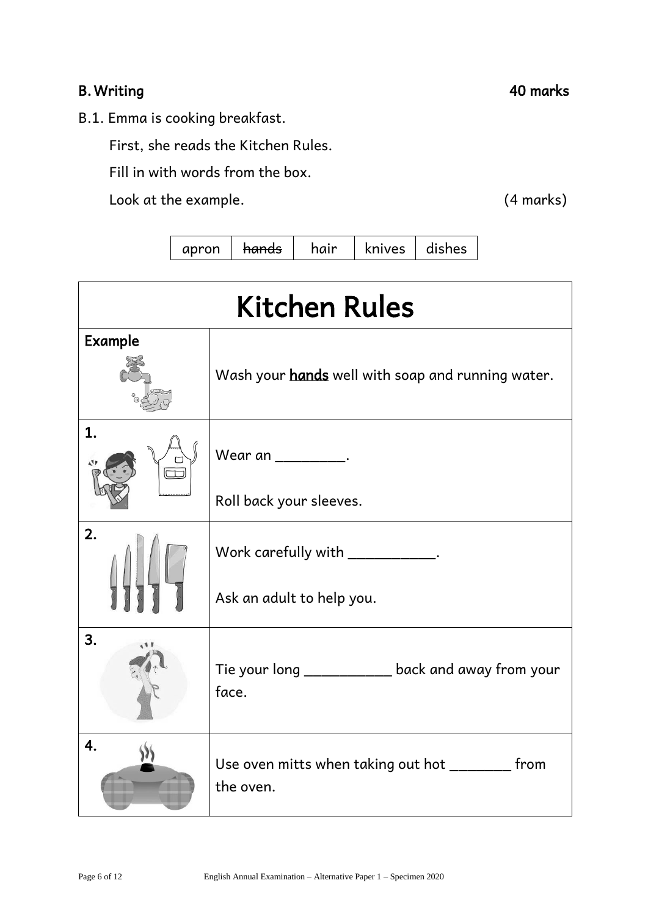## B. Writing — 40 marks

B.1. Emma is cooking breakfast.

First, she reads the Kitchen Rules.

Fill in with words from the box.

Look at the example. (4 marks)

| apron | ~~hands~~ | hair | knives | dishes |
|---|---|---|---|---|

| Kitchen Rules | |
|---|---|
| **Example** | Wash your **hands** well with soap and running water. |
| **1.** | Wear an _________. Roll back your sleeves. |
| **2.** | Work carefully with ___________. Ask an adult to help you. |
| **3.** | Tie your long ___________ back and away from your face. |
| **4.** | Use oven mitts when taking out hot ________ from the oven. |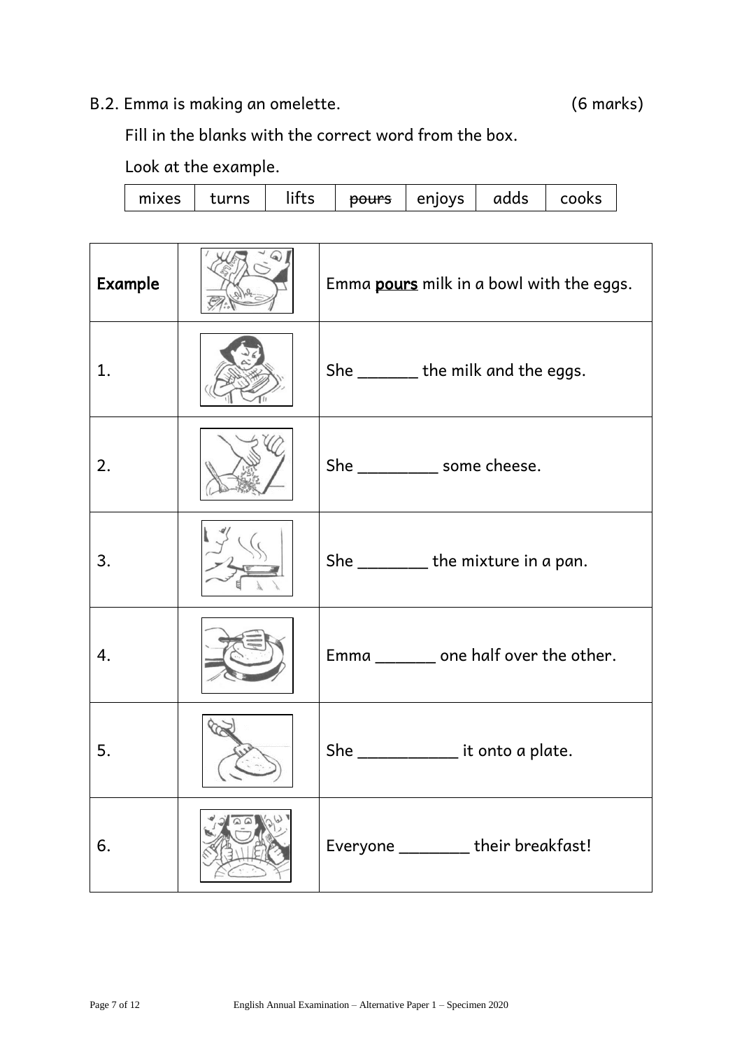B.2. Emma is making an omelette. (6 marks)

Fill in the blanks with the correct word from the box.

Look at the example.

| mixes | turns | lifts | ~~pours~~ | enjoys | adds | cooks |
|---|---|---|---|---|---|---|

| | | |
|---|---|---|
| **Example** | | Emma **pours** milk in a bowl with the eggs. |
| 1. | | She _______ the milk and the eggs. |
| 2. | | She _________ some cheese. |
| 3. | | She ________ the mixture in a pan. |
| 4. | | Emma _______ one half over the other. |
| 5. | | She ___________ it onto a plate. |
| 6. | | Everyone ________ their breakfast! |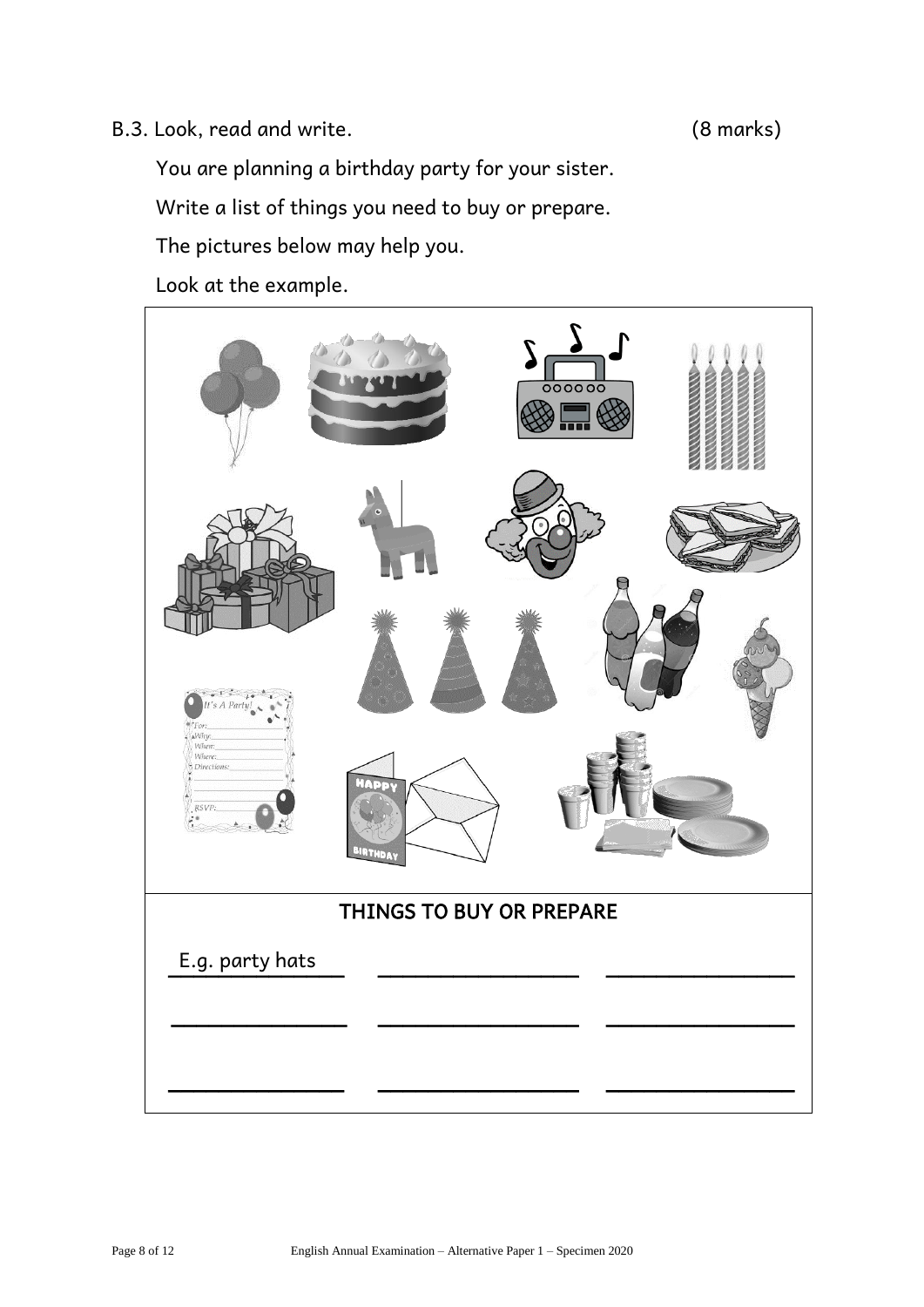B.3. Look, read and write. (8 marks)

You are planning a birthday party for your sister.

Write a list of things you need to buy or prepare.

The pictures below may help you.

Look at the example.

## THINGS TO BUY OR PREPARE

| | | |
|---|---|---|
| E.g. party hats | ________________ | ________________ |
| ________________ | ________________ | ________________ |
| ________________ | ________________ | ________________ |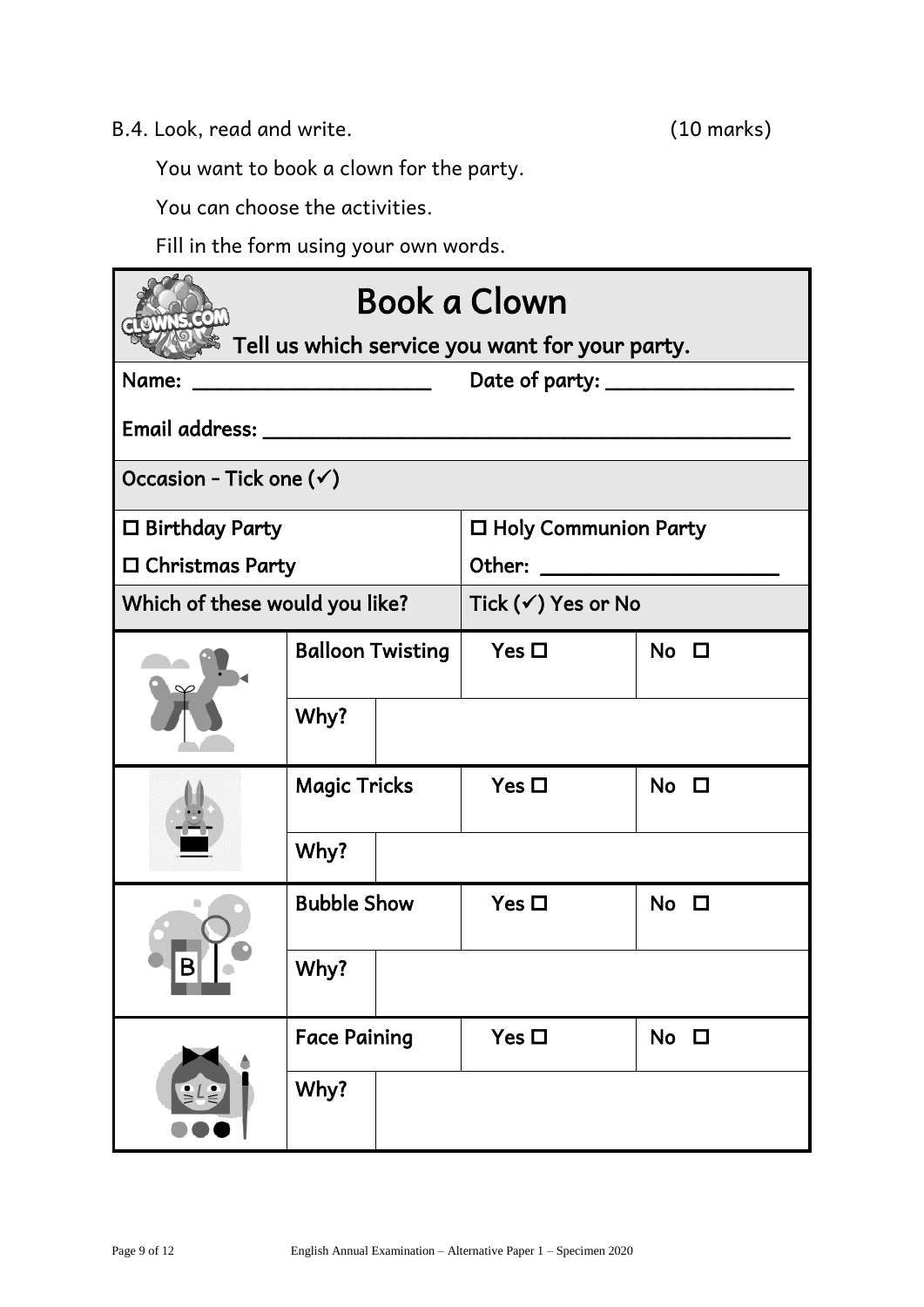B.4. Look, read and write. (10 marks)

You want to book a clown for the party.

You can choose the activities.

Fill in the form using your own words.

# Book a Clown

**Tell us which service you want for your party.**

Name: ____________________ Date of party: ________________

Email address: ________________________________________________

**Occasion – Tick one (✓)**

| | |
|---|---|
| ☐ Birthday Party | ☐ Holy Communion Party |
| ☐ Christmas Party | Other: ____________________ |

| Which of these would you like? | | Tick (✓) Yes or No | |
|---|---|---|---|
| | Balloon Twisting | Yes ☐ | No ☐ |
| | Why? | | |
| | Magic Tricks | Yes ☐ | No ☐ |
| | Why? | | |
| | Bubble Show | Yes ☐ | No ☐ |
| | Why? | | |
| | Face Paining | Yes ☐ | No ☐ |
| | Why? | | |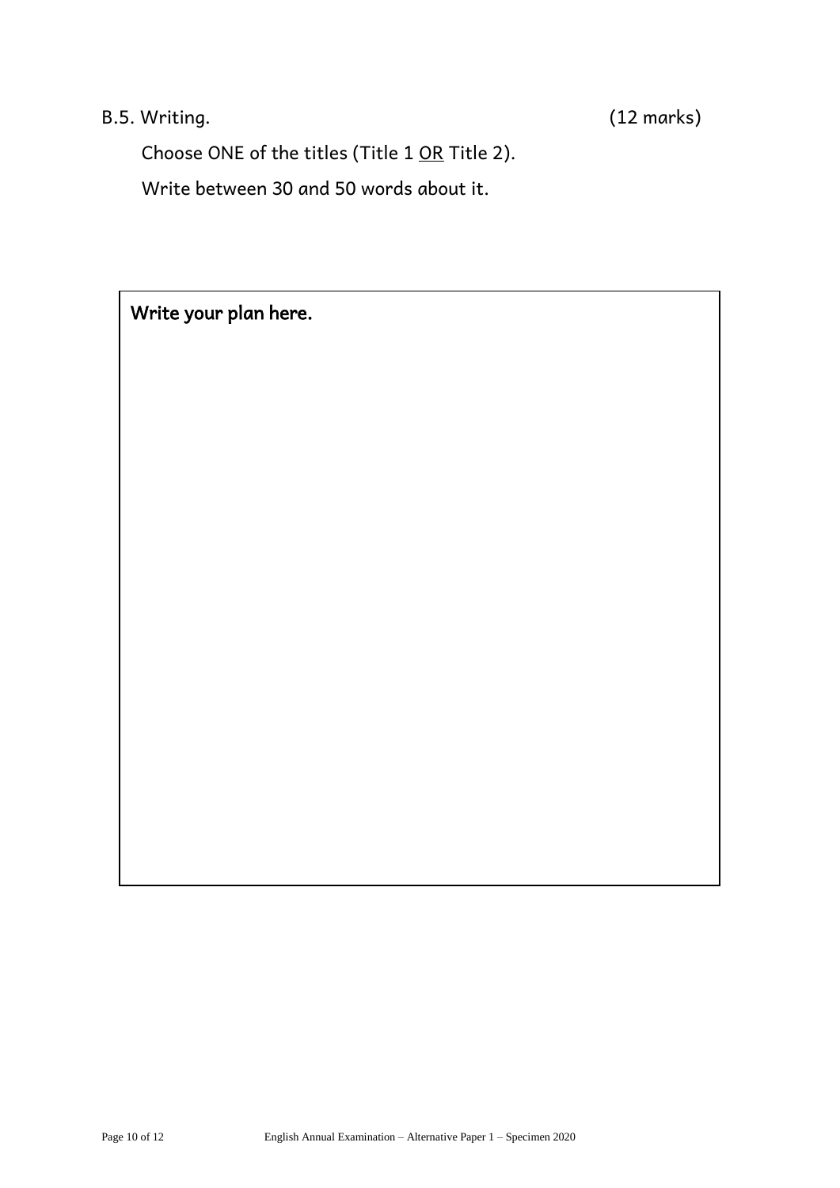B.5. Writing. (12 marks)

Choose ONE of the titles (Title 1 <u>OR</u> Title 2).

Write between 30 and 50 words about it.

| Write your plan here. |
| --- |
| |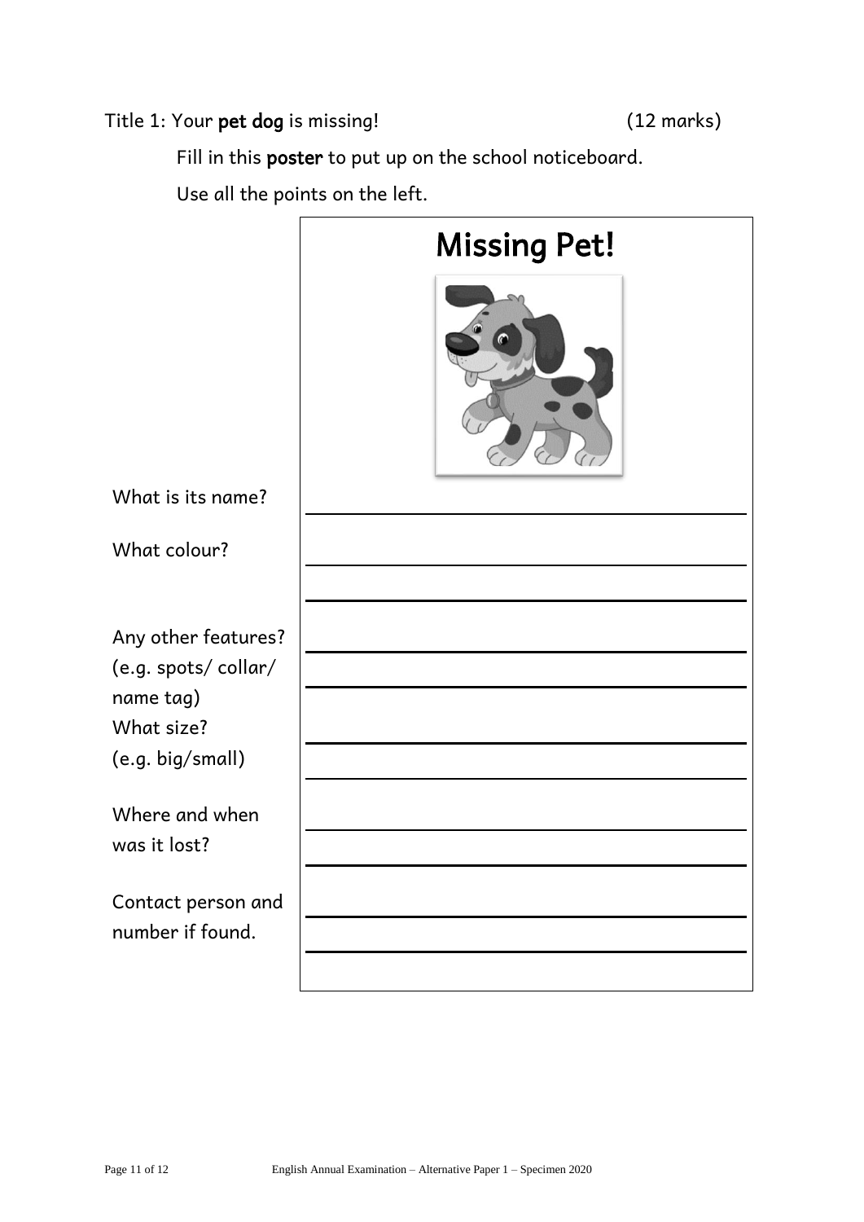Title 1: Your **pet dog** is missing! (12 marks)

Fill in this **poster** to put up on the school noticeboard.

Use all the points on the left.

## Missing Pet!

What is its name? \_\_\_\_\_\_\_\_\_\_\_\_\_\_\_\_\_\_\_\_\_\_\_\_\_\_\_\_\_\_

What colour? \_\_\_\_\_\_\_\_\_\_\_\_\_\_\_\_\_\_\_\_\_\_\_\_\_\_\_\_\_\_

\_\_\_\_\_\_\_\_\_\_\_\_\_\_\_\_\_\_\_\_\_\_\_\_\_\_\_\_\_\_

Any other features? (e.g. spots/ collar/ name tag) \_\_\_\_\_\_\_\_\_\_\_\_\_\_\_\_\_\_\_\_\_\_\_\_\_\_\_\_\_\_

\_\_\_\_\_\_\_\_\_\_\_\_\_\_\_\_\_\_\_\_\_\_\_\_\_\_\_\_\_\_

What size? (e.g. big/small) \_\_\_\_\_\_\_\_\_\_\_\_\_\_\_\_\_\_\_\_\_\_\_\_\_\_\_\_\_\_

\_\_\_\_\_\_\_\_\_\_\_\_\_\_\_\_\_\_\_\_\_\_\_\_\_\_\_\_\_\_

Where and when was it lost? \_\_\_\_\_\_\_\_\_\_\_\_\_\_\_\_\_\_\_\_\_\_\_\_\_\_\_\_\_\_

\_\_\_\_\_\_\_\_\_\_\_\_\_\_\_\_\_\_\_\_\_\_\_\_\_\_\_\_\_\_

Contact person and number if found. \_\_\_\_\_\_\_\_\_\_\_\_\_\_\_\_\_\_\_\_\_\_\_\_\_\_\_\_\_\_

\_\_\_\_\_\_\_\_\_\_\_\_\_\_\_\_\_\_\_\_\_\_\_\_\_\_\_\_\_\_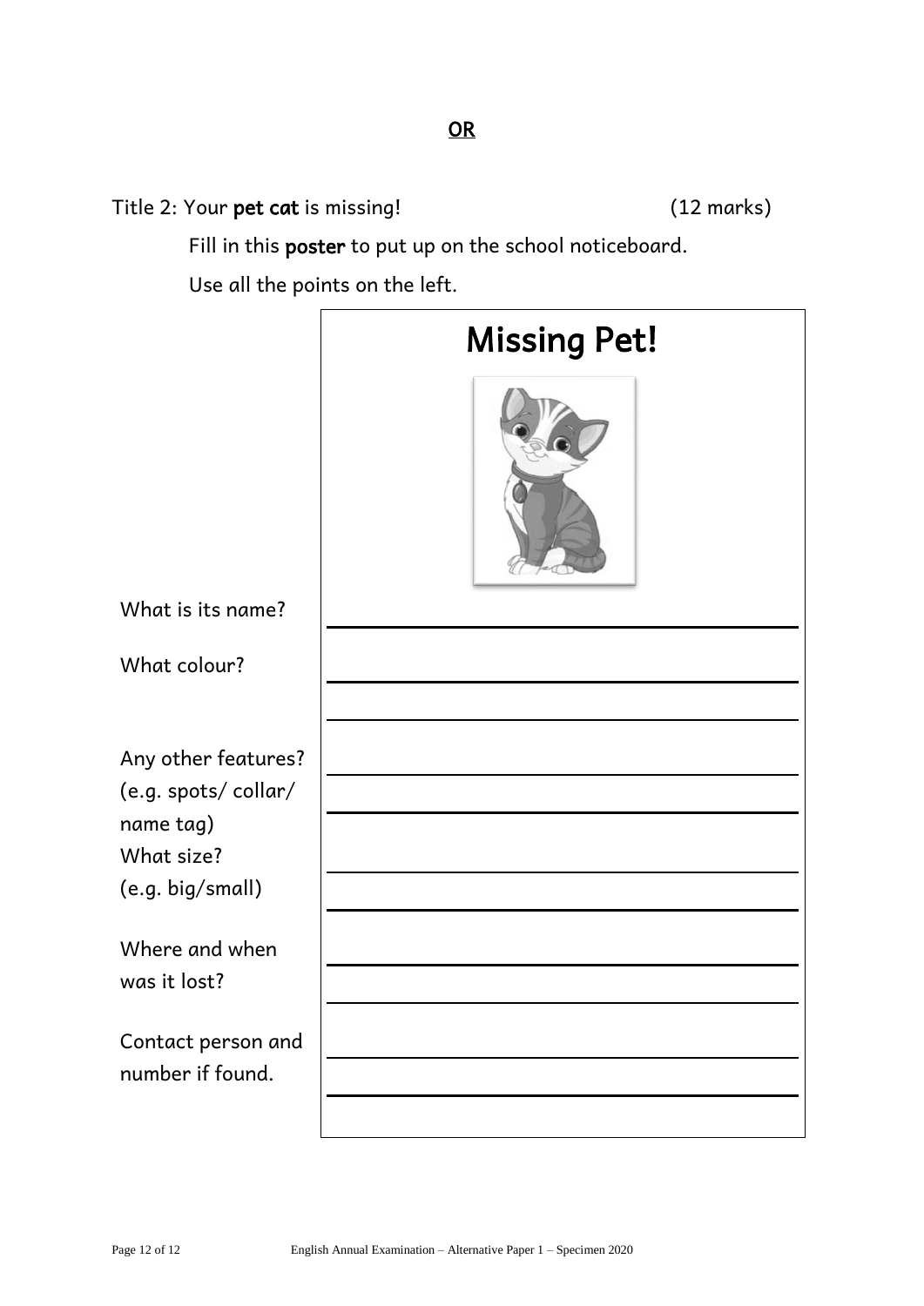**OR**

Title 2: Your **pet cat** is missing! (12 marks)

Fill in this **poster** to put up on the school noticeboard.

Use all the points on the left.

## Missing Pet!

What is its name? ______________________________

What colour? ______________________________

______________________________

Any other features? (e.g. spots/ collar/ name tag) ______________________________

______________________________

What size? (e.g. big/small) ______________________________

______________________________

Where and when was it lost? ______________________________

______________________________

Contact person and number if found. ______________________________

______________________________